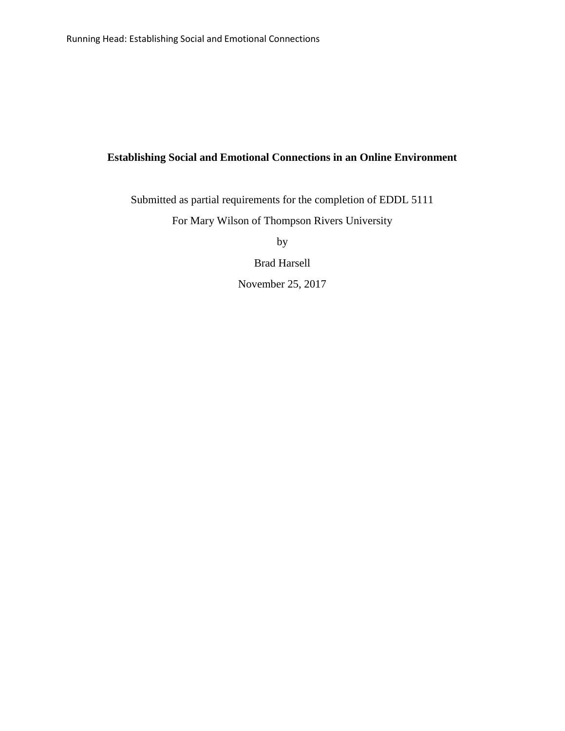# Establishing Social and Emotional Connections in an Online Environment

Submitted as partial requirements for the completion of EDDL 5111

For Mary Wilson of Thompson Rivers University

by

Brad Harsell

November 25, 2017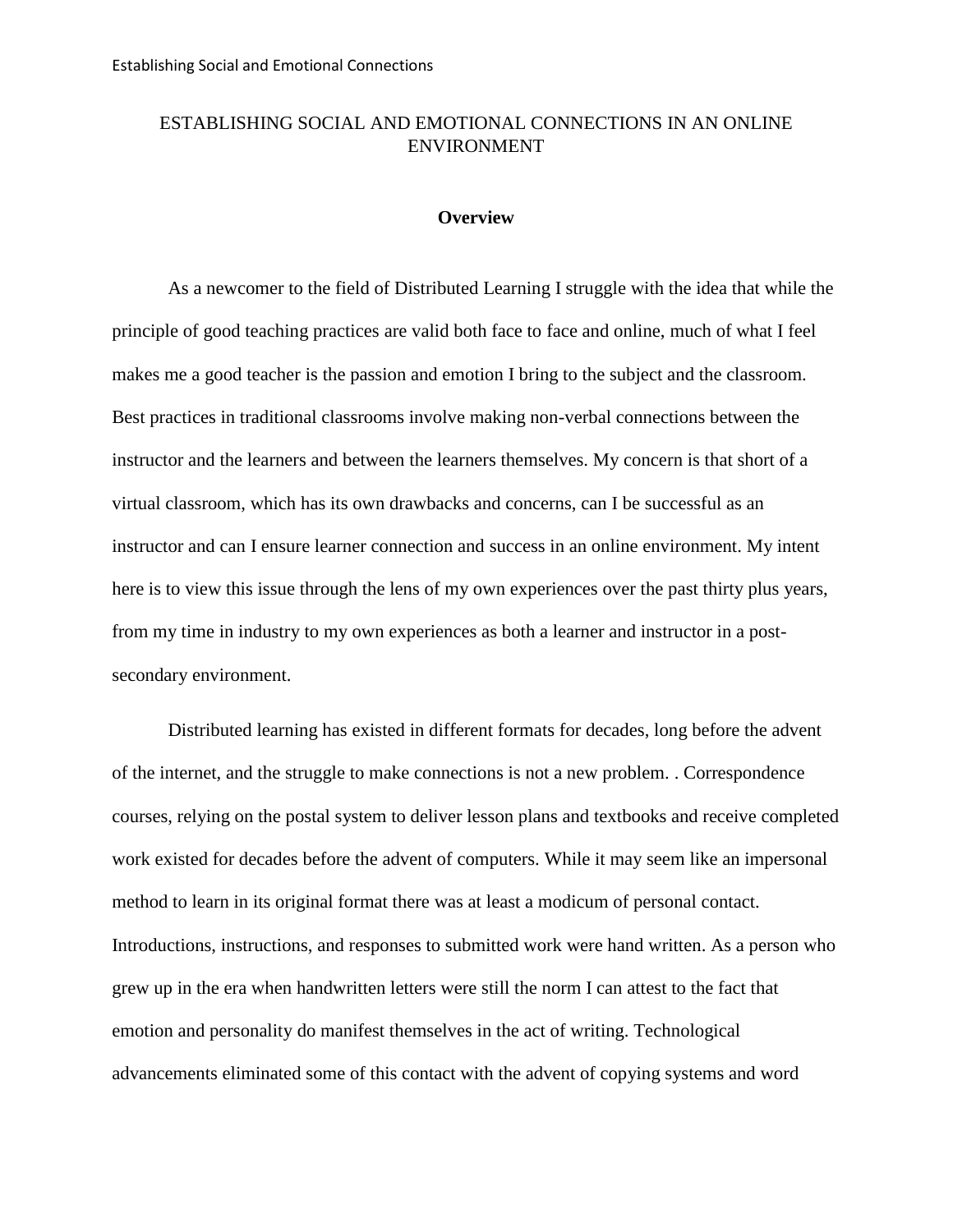# ESTABLISHING SOCIAL AND EMOTIONAL CONNECTIONS IN AN ONLINE ENVIRONMENT

## Overview

As a newcomer to the field of Distributed Learning I struggle with the idea that while the principle of good teaching practices are valid both face to face and online, much of what I feel makes me a good teacher is the passion and emotion I bring to the subject and the classroom. Best practices in traditional classrooms involve making non-verbal connections between the instructor and the learners and between the learners themselves. My concern is that short of a virtual classroom, which has its own drawbacks and concerns, can I be successful as an instructor and can I ensure learner connection and success in an online environment. My intent here is to view this issue through the lens of my own experiences over the past thirty plus years, from my time in industry to my own experiences as both a learner and instructor in a post-secondary environment.

Distributed learning has existed in different formats for decades, long before the advent of the internet, and the struggle to make connections is not a new problem. . Correspondence courses, relying on the postal system to deliver lesson plans and textbooks and receive completed work existed for decades before the advent of computers. While it may seem like an impersonal method to learn in its original format there was at least a modicum of personal contact. Introductions, instructions, and responses to submitted work were hand written. As a person who grew up in the era when handwritten letters were still the norm I can attest to the fact that emotion and personality do manifest themselves in the act of writing. Technological advancements eliminated some of this contact with the advent of copying systems and word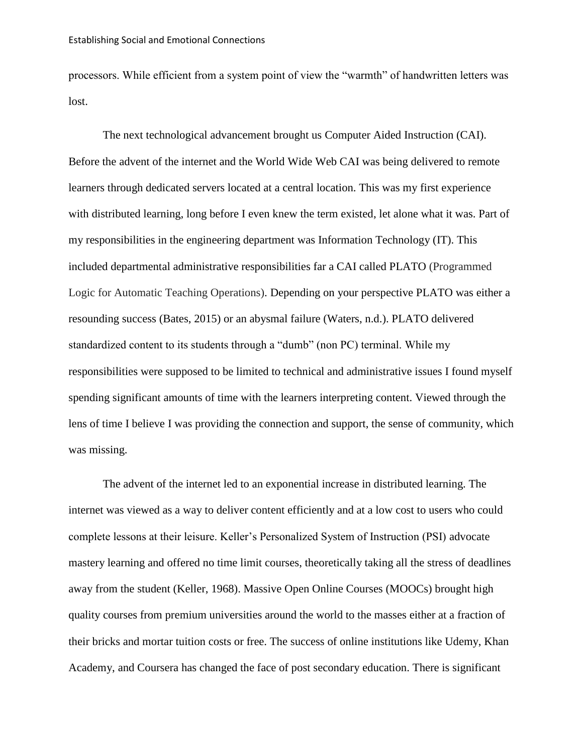processors. While efficient from a system point of view the "warmth" of handwritten letters was lost.

The next technological advancement brought us Computer Aided Instruction (CAI). Before the advent of the internet and the World Wide Web CAI was being delivered to remote learners through dedicated servers located at a central location. This was my first experience with distributed learning, long before I even knew the term existed, let alone what it was. Part of my responsibilities in the engineering department was Information Technology (IT). This included departmental administrative responsibilities far a CAI called PLATO (Programmed Logic for Automatic Teaching Operations). Depending on your perspective PLATO was either a resounding success (Bates, 2015) or an abysmal failure (Waters, n.d.). PLATO delivered standardized content to its students through a "dumb" (non PC) terminal. While my responsibilities were supposed to be limited to technical and administrative issues I found myself spending significant amounts of time with the learners interpreting content. Viewed through the lens of time I believe I was providing the connection and support, the sense of community, which was missing.

The advent of the internet led to an exponential increase in distributed learning. The internet was viewed as a way to deliver content efficiently and at a low cost to users who could complete lessons at their leisure. Keller's Personalized System of Instruction (PSI) advocate mastery learning and offered no time limit courses, theoretically taking all the stress of deadlines away from the student (Keller, 1968). Massive Open Online Courses (MOOCs) brought high quality courses from premium universities around the world to the masses either at a fraction of their bricks and mortar tuition costs or free. The success of online institutions like Udemy, Khan Academy, and Coursera has changed the face of post secondary education. There is significant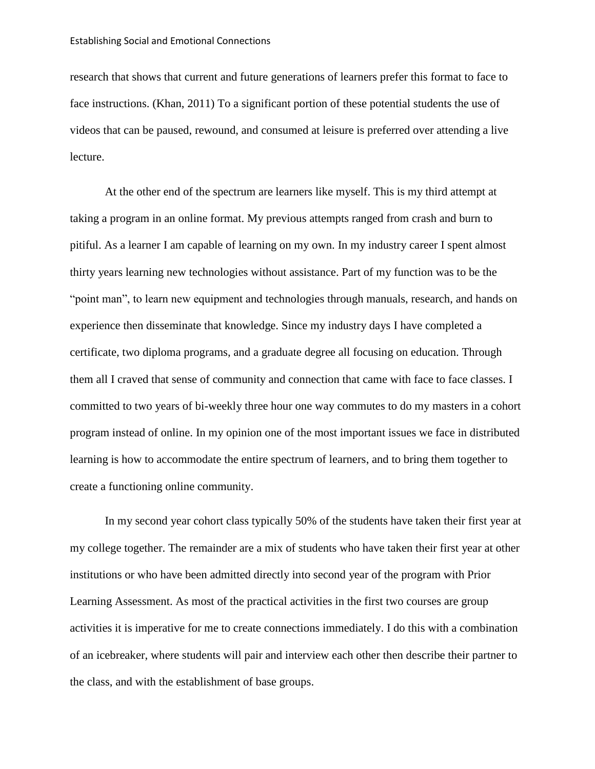research that shows that current and future generations of learners prefer this format to face to face instructions. (Khan, 2011) To a significant portion of these potential students the use of videos that can be paused, rewound, and consumed at leisure is preferred over attending a live lecture.

At the other end of the spectrum are learners like myself. This is my third attempt at taking a program in an online format. My previous attempts ranged from crash and burn to pitiful. As a learner I am capable of learning on my own. In my industry career I spent almost thirty years learning new technologies without assistance. Part of my function was to be the "point man", to learn new equipment and technologies through manuals, research, and hands on experience then disseminate that knowledge. Since my industry days I have completed a certificate, two diploma programs, and a graduate degree all focusing on education. Through them all I craved that sense of community and connection that came with face to face classes. I committed to two years of bi-weekly three hour one way commutes to do my masters in a cohort program instead of online. In my opinion one of the most important issues we face in distributed learning is how to accommodate the entire spectrum of learners, and to bring them together to create a functioning online community.

In my second year cohort class typically 50% of the students have taken their first year at my college together. The remainder are a mix of students who have taken their first year at other institutions or who have been admitted directly into second year of the program with Prior Learning Assessment. As most of the practical activities in the first two courses are group activities it is imperative for me to create connections immediately. I do this with a combination of an icebreaker, where students will pair and interview each other then describe their partner to the class, and with the establishment of base groups.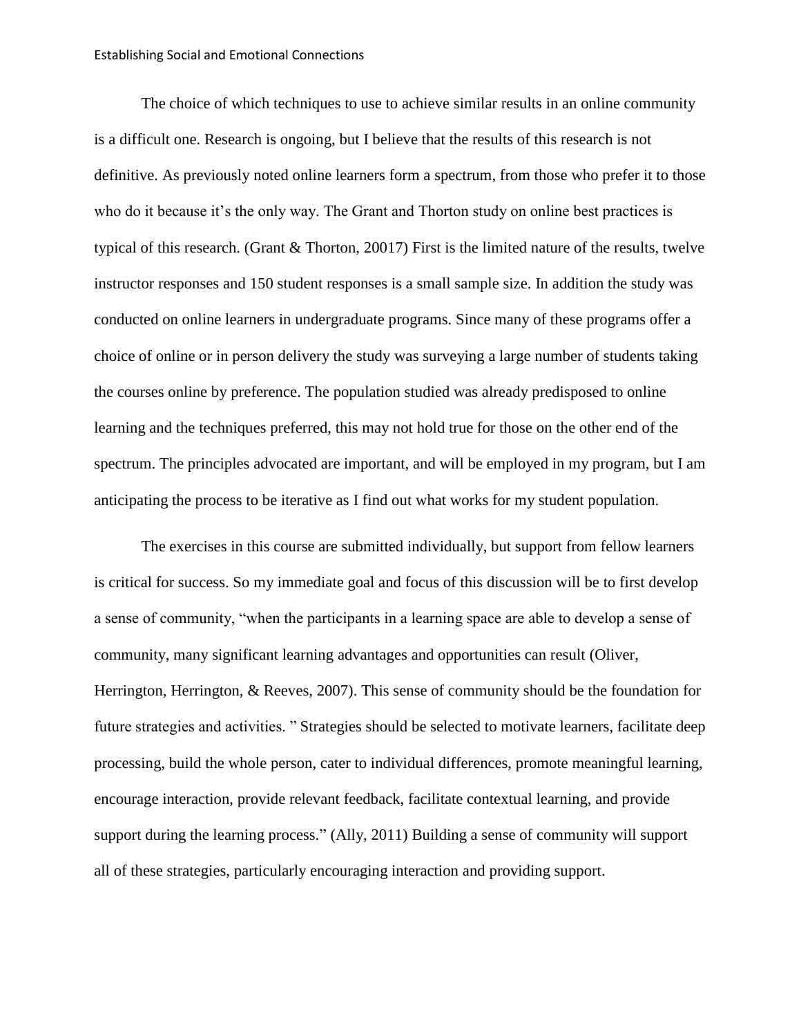The choice of which techniques to use to achieve similar results in an online community is a difficult one. Research is ongoing, but I believe that the results of this research is not definitive. As previously noted online learners form a spectrum, from those who prefer it to those who do it because it's the only way. The Grant and Thorton study on online best practices is typical of this research. (Grant & Thorton, 20017) First is the limited nature of the results, twelve instructor responses and 150 student responses is a small sample size. In addition the study was conducted on online learners in undergraduate programs. Since many of these programs offer a choice of online or in person delivery the study was surveying a large number of students taking the courses online by preference. The population studied was already predisposed to online learning and the techniques preferred, this may not hold true for those on the other end of the spectrum. The principles advocated are important, and will be employed in my program, but I am anticipating the process to be iterative as I find out what works for my student population.

The exercises in this course are submitted individually, but support from fellow learners is critical for success. So my immediate goal and focus of this discussion will be to first develop a sense of community, "when the participants in a learning space are able to develop a sense of community, many significant learning advantages and opportunities can result (Oliver, Herrington, Herrington, & Reeves, 2007). This sense of community should be the foundation for future strategies and activities. " Strategies should be selected to motivate learners, facilitate deep processing, build the whole person, cater to individual differences, promote meaningful learning, encourage interaction, provide relevant feedback, facilitate contextual learning, and provide support during the learning process." (Ally, 2011) Building a sense of community will support all of these strategies, particularly encouraging interaction and providing support.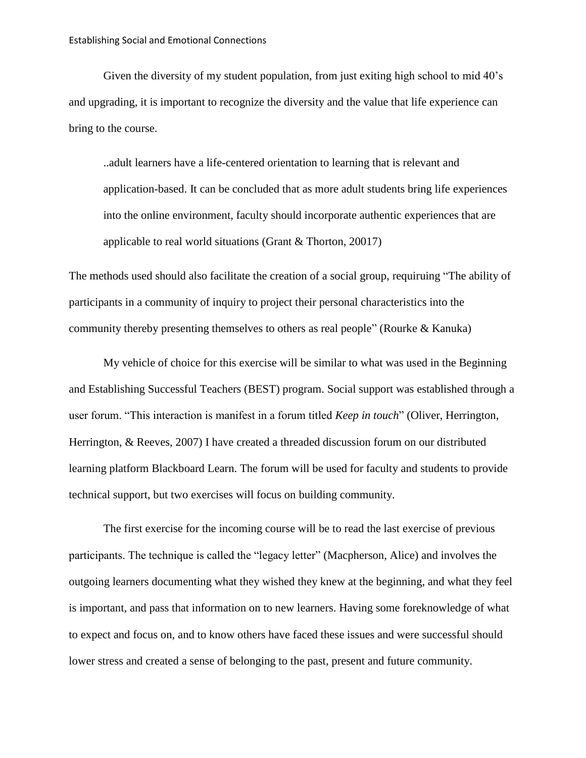Given the diversity of my student population, from just exiting high school to mid 40's and upgrading, it is important to recognize the diversity and the value that life experience can bring to the course.

> ..adult learners have a life-centered orientation to learning that is relevant and application-based. It can be concluded that as more adult students bring life experiences into the online environment, faculty should incorporate authentic experiences that are applicable to real world situations (Grant & Thorton, 20017)

The methods used should also facilitate the creation of a social group, requiruing "The ability of participants in a community of inquiry to project their personal characteristics into the community thereby presenting themselves to others as real people" (Rourke & Kanuka)

My vehicle of choice for this exercise will be similar to what was used in the Beginning and Establishing Successful Teachers (BEST) program. Social support was established through a user forum. "This interaction is manifest in a forum titled *Keep in touch*" (Oliver, Herrington, Herrington, & Reeves, 2007) I have created a threaded discussion forum on our distributed learning platform Blackboard Learn. The forum will be used for faculty and students to provide technical support, but two exercises will focus on building community.

The first exercise for the incoming course will be to read the last exercise of previous participants. The technique is called the "legacy letter" (Macpherson, Alice) and involves the outgoing learners documenting what they wished they knew at the beginning, and what they feel is important, and pass that information on to new learners. Having some foreknowledge of what to expect and focus on, and to know others have faced these issues and were successful should lower stress and created a sense of belonging to the past, present and future community.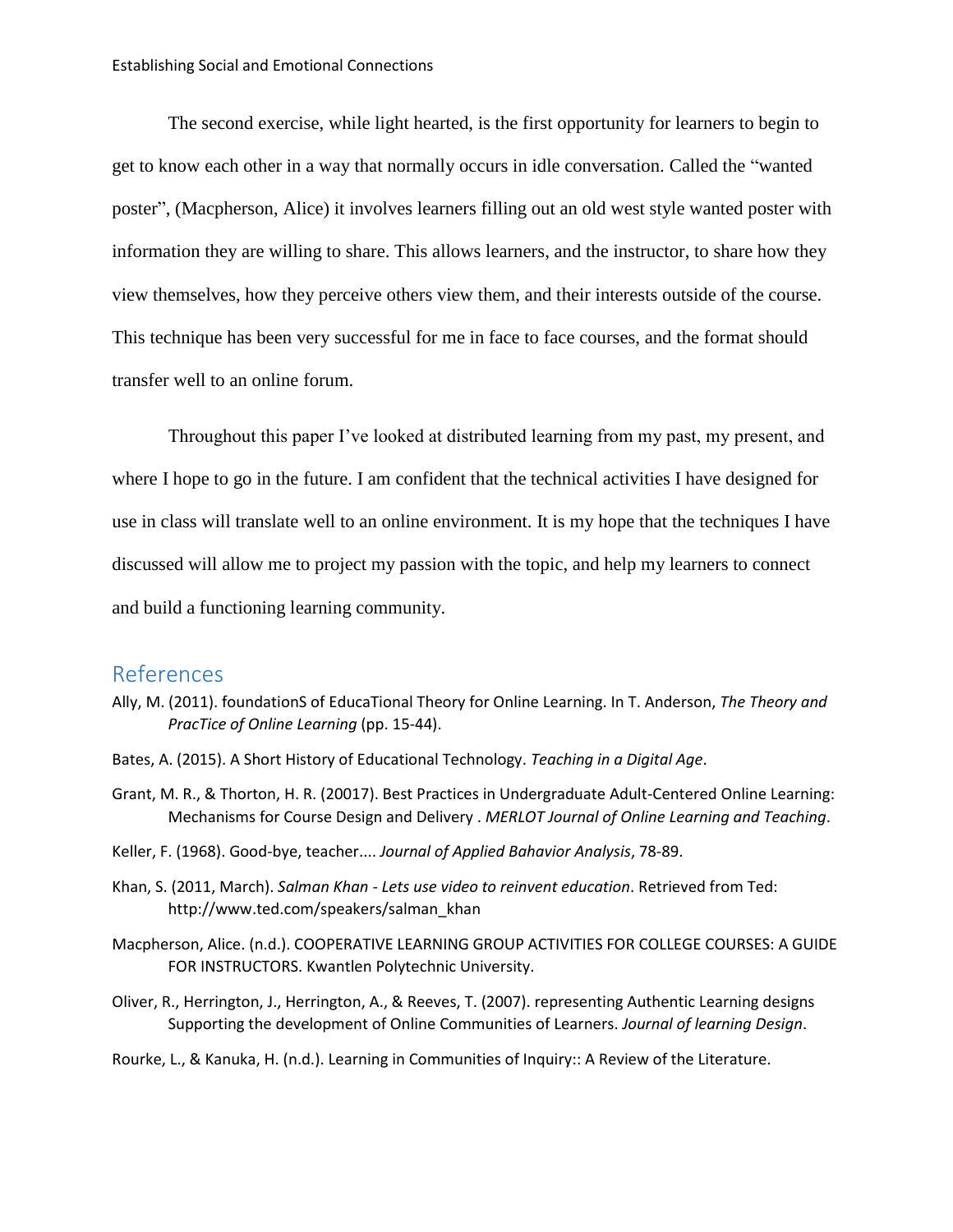The second exercise, while light hearted, is the first opportunity for learners to begin to get to know each other in a way that normally occurs in idle conversation. Called the "wanted poster", (Macpherson, Alice) it involves learners filling out an old west style wanted poster with information they are willing to share. This allows learners, and the instructor, to share how they view themselves, how they perceive others view them, and their interests outside of the course. This technique has been very successful for me in face to face courses, and the format should transfer well to an online forum.

Throughout this paper I've looked at distributed learning from my past, my present, and where I hope to go in the future. I am confident that the technical activities I have designed for use in class will translate well to an online environment. It is my hope that the techniques I have discussed will allow me to project my passion with the topic, and help my learners to connect and build a functioning learning community.

## References

Ally, M. (2011). foundationS of EducaTional Theory for Online Learning. In T. Anderson, *The Theory and PracTice of Online Learning* (pp. 15-44).

Bates, A. (2015). A Short History of Educational Technology. *Teaching in a Digital Age*.

Grant, M. R., & Thorton, H. R. (20017). Best Practices in Undergraduate Adult-Centered Online Learning: Mechanisms for Course Design and Delivery . *MERLOT Journal of Online Learning and Teaching*.

Keller, F. (1968). Good-bye, teacher.... *Journal of Applied Bahavior Analysis*, 78-89.

Khan, S. (2011, March). *Salman Khan - Lets use video to reinvent education*. Retrieved from Ted: http://www.ted.com/speakers/salman_khan

Macpherson, Alice. (n.d.). COOPERATIVE LEARNING GROUP ACTIVITIES FOR COLLEGE COURSES: A GUIDE FOR INSTRUCTORS. Kwantlen Polytechnic University.

Oliver, R., Herrington, J., Herrington, A., & Reeves, T. (2007). representing Authentic Learning designs Supporting the development of Online Communities of Learners. *Journal of learning Design*.

Rourke, L., & Kanuka, H. (n.d.). Learning in Communities of Inquiry:: A Review of the Literature.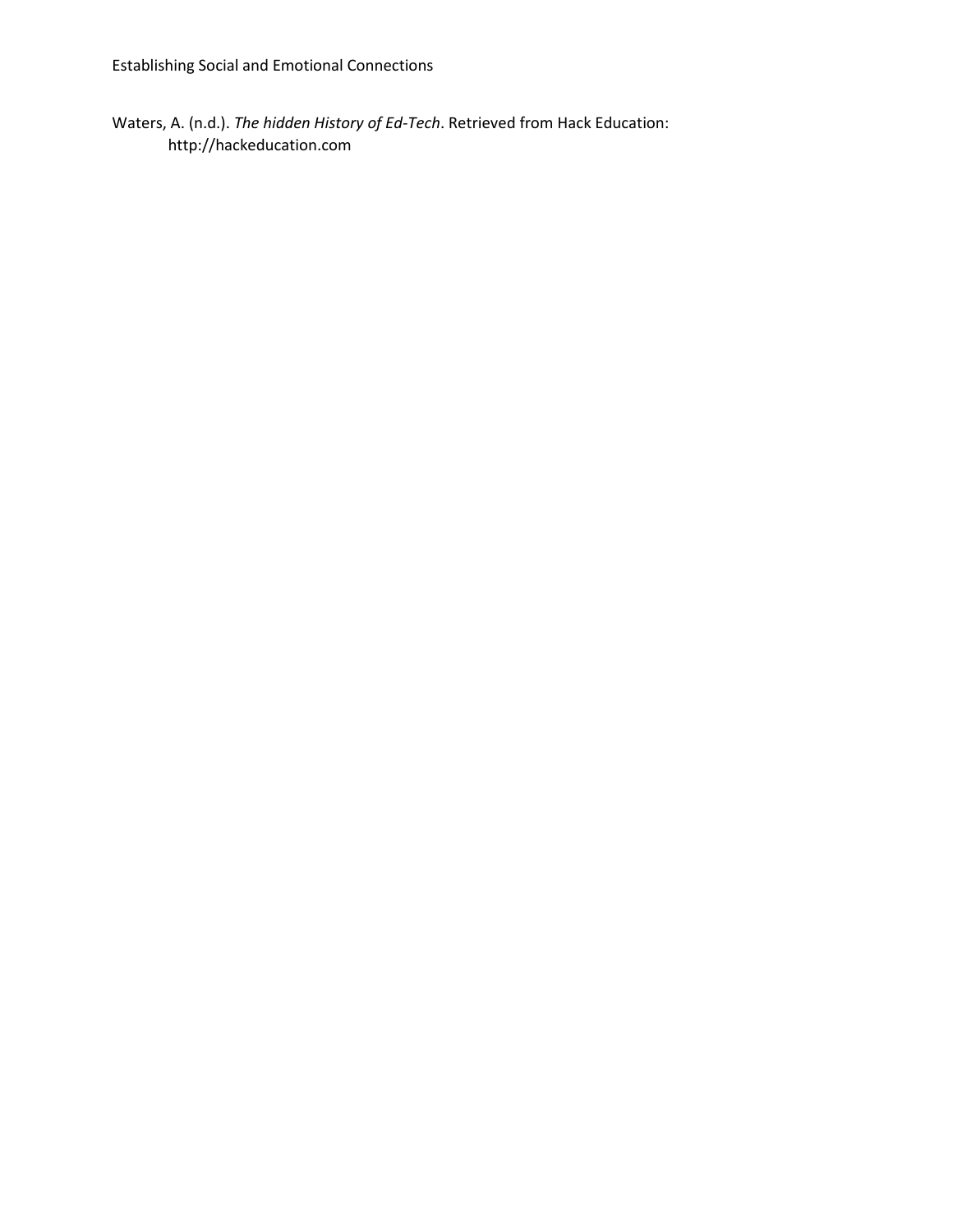Waters, A. (n.d.). *The hidden History of Ed-Tech*. Retrieved from Hack Education: http://hackeducation.com